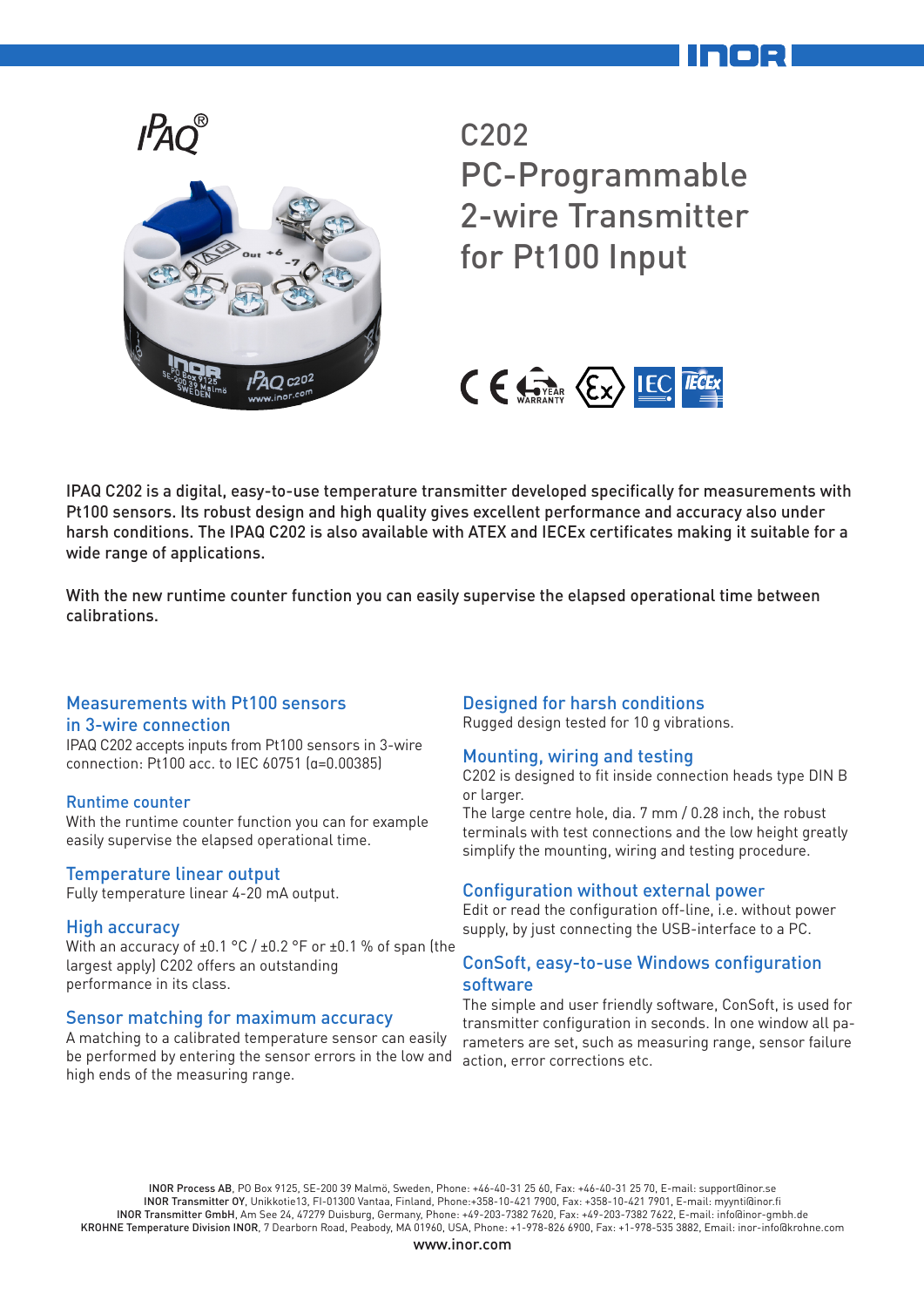# C202 PC-Programmable 2-wire Transmitter for Pt100 Input

IPAQ C202 is a digital, easy-to-use temperature transmitter developed specifically for measurements with Pt100 sensors. Its robust design and high quality gives excellent performance and accuracy also under harsh conditions. The IPAQ C202 is also available with ATEX and IECEx certificates making it suitable for a wide range of applications.

With the new runtime counter function you can easily supervise the elapsed operational time between calibrations.

## Measurements with Pt100 sensors in 3-wire connection

IPAQ C202 accepts inputs from Pt100 sensors in 3-wire connection: Pt100 acc. to IEC 60751 (α=0.00385)

## Runtime counter

With the runtime counter function you can for example easily supervise the elapsed operational time.

## Temperature linear output

Fully temperature linear 4-20 mA output.

## High accuracy

With an accuracy of ±0.1 °C / ±0.2 °F or ±0.1 % of span (the largest apply) C202 offers an outstanding performance in its class.

## Sensor matching for maximum accuracy

A matching to a calibrated temperature sensor can easily be performed by entering the sensor errors in the low and high ends of the measuring range.

## Designed for harsh conditions

Rugged design tested for 10 g vibrations.

## Mounting, wiring and testing

C202 is designed to fit inside connection heads type DIN B or larger.
The large centre hole, dia. 7 mm / 0.28 inch, the robust terminals with test connections and the low height greatly simplify the mounting, wiring and testing procedure.

## Configuration without external power

Edit or read the configuration off-line, i.e. without power supply, by just connecting the USB-interface to a PC.

## ConSoft, easy-to-use Windows configuration software

The simple and user friendly software, ConSoft, is used for transmitter configuration in seconds. In one window all parameters are set, such as measuring range, sensor failure action, error corrections etc.

**INOR Process AB**, PO Box 9125, SE-200 39 Malmö, Sweden, Phone: +46-40-31 25 60, Fax: +46-40-31 25 70, E-mail: support@inor.se
**INOR Transmitter OY**, Unikkotie13, FI-01300 Vantaa, Finland, Phone:+358-10-421 7900, Fax: +358-10-421 7901, E-mail: myynti@inor.fi
**INOR Transmitter GmbH**, Am See 24, 47279 Duisburg, Germany, Phone: +49-203-7382 7620, Fax: +49-203-7382 7622, E-mail: info@inor-gmbh.de
**KROHNE Temperature Division INOR**, 7 Dearborn Road, Peabody, MA 01960, USA, Phone: +1-978-826 6900, Fax: +1-978-535 3882, Email: inor-info@krohne.com
www.inor.com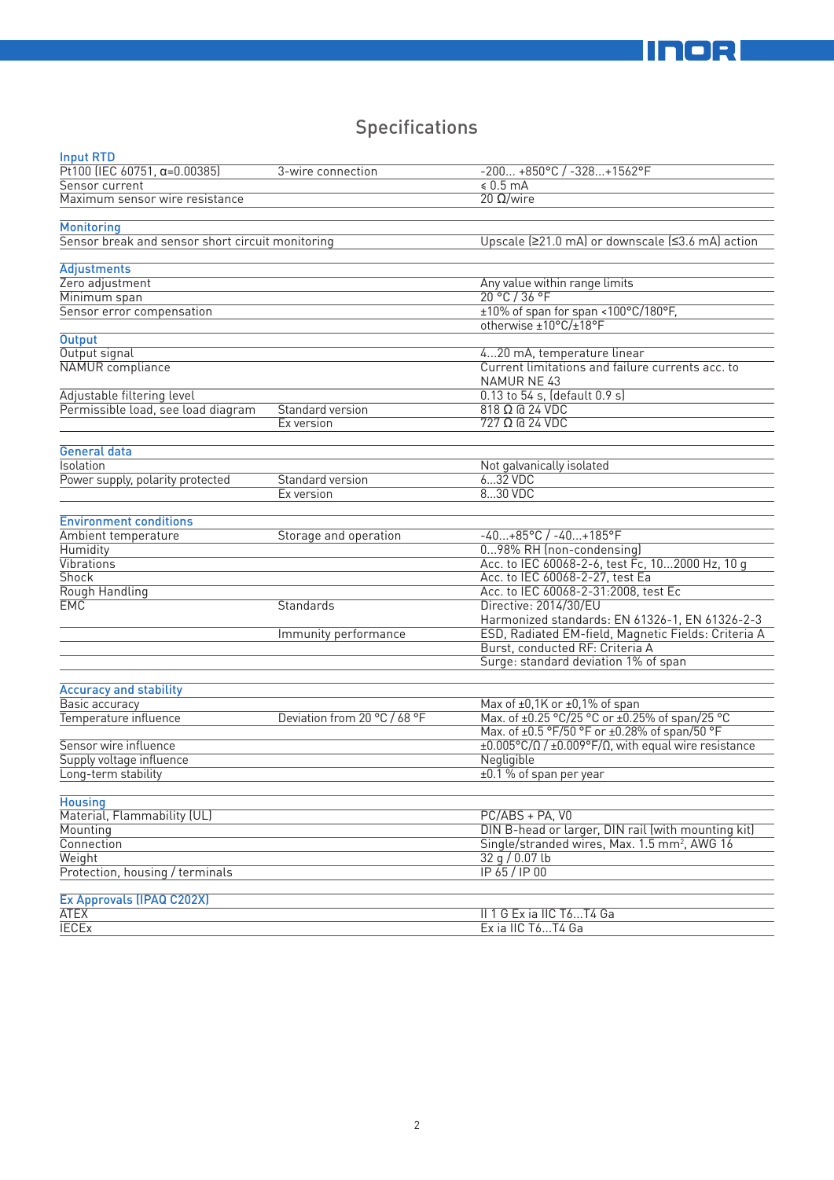# Specifications

| Input RTD | | |
|---|---|---|
| Pt100 (IEC 60751, α=0.00385) | 3-wire connection | -200... +850°C / -328...+1562°F |
| Sensor current | | ≤ 0.5 mA |
| Maximum sensor wire resistance | | 20 Ω/wire |

| Monitoring | | |
|---|---|---|
| Sensor break and sensor short circuit monitoring | | Upscale (≥21.0 mA) or downscale (≤3.6 mA) action |

| Adjustments | | |
|---|---|---|
| Zero adjustment | | Any value within range limits |
| Minimum span | | 20 °C / 36 °F |
| Sensor error compensation | | ±10% of span for span <100°C/180°F, otherwise ±10°C/±18°F |

| Output | | |
|---|---|---|
| Output signal | | 4...20 mA, temperature linear |
| NAMUR compliance | | Current limitations and failure currents acc. to NAMUR NE 43 |
| Adjustable filtering level | | 0.13 to 54 s, (default 0.9 s) |
| Permissible load, see load diagram | Standard version | 818 Ω @ 24 VDC |
| | Ex version | 727 Ω @ 24 VDC |

| General data | | |
|---|---|---|
| Isolation | | Not galvanically isolated |
| Power supply, polarity protected | Standard version | 6...32 VDC |
| | Ex version | 8...30 VDC |

| Environment conditions | | |
|---|---|---|
| Ambient temperature | Storage and operation | -40...+85°C / -40...+185°F |
| Humidity | | 0...98% RH (non-condensing) |
| Vibrations | | Acc. to IEC 60068-2-6, test Fc, 10...2000 Hz, 10 g |
| Shock | | Acc. to IEC 60068-2-27, test Ea |
| Rough Handling | | Acc. to IEC 60068-2-31:2008, test Ec |
| EMC | Standards | Directive: 2014/30/EU<br>Harmonized standards: EN 61326-1, EN 61326-2-3 |
| | Immunity performance | ESD, Radiated EM-field, Magnetic Fields: Criteria A |
| | | Burst, conducted RF: Criteria A |
| | | Surge: standard deviation 1% of span |

| Accuracy and stability | | |
|---|---|---|
| Basic accuracy | | Max of ±0,1K or ±0,1% of span |
| Temperature influence | Deviation from 20 °C / 68 °F | Max. of ±0.25 °C/25 °C or ±0.25% of span/25 °C |
| | | Max. of ±0.5 °F/50 °F or ±0.28% of span/50 °F |
| Sensor wire influence | | ±0.005°C/Ω / ±0.009°F/Ω, with equal wire resistance |
| Supply voltage influence | | Negligible |
| Long-term stability | | ±0.1 % of span per year |

| Housing | | |
|---|---|---|
| Material, Flammability (UL) | | PC/ABS + PA, V0 |
| Mounting | | DIN B-head or larger, DIN rail (with mounting kit) |
| Connection | | Single/stranded wires, Max. 1.5 mm², AWG 16 |
| Weight | | 32 g / 0.07 lb |
| Protection, housing / terminals | | IP 65 / IP 00 |

| Ex Approvals (IPAQ C202X) | | |
|---|---|---|
| ATEX | | II 1 G Ex ia IIC T6...T4 Ga |
| IECEx | | Ex ia IIC T6...T4 Ga |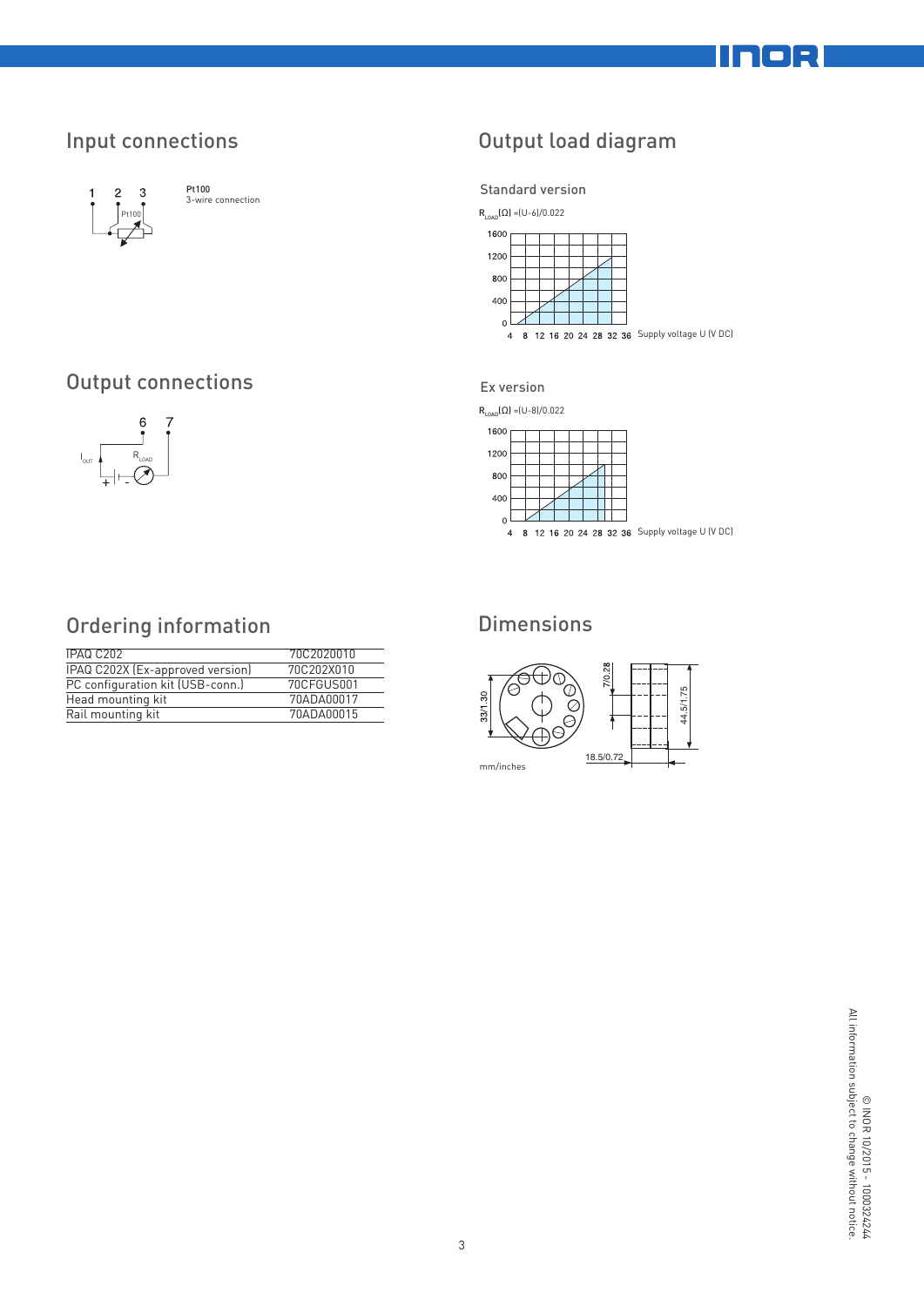## Input connections

1 2 3

Pt100

Pt100
3-wire connection

## Output connections

6 7

$I_{OUT}$

$R_{LOAD}$

+ -

## Output load diagram

### Standard version

$R_{LOAD}(\Omega) = (U-6)/0.022$

1600
1200
800
400
0

4 8 12 16 20 24 28 32 36 Supply voltage U (V DC)

### Ex version

$R_{LOAD}(\Omega) = (U-8)/0.022$

1600
1200
800
400
0

4 8 12 16 20 24 28 32 36 Supply voltage U (V DC)

## Ordering information

| | |
|---|---|
| IPAQ C202 | 70C2020010 |
| IPAQ C202X (Ex-approved version) | 70C202X010 |
| PC configuration kit (USB-conn.) | 70CFGUS001 |
| Head mounting kit | 70ADA00017 |
| Rail mounting kit | 70ADA00015 |

## Dimensions

33/1.30

7/0.28

44.5/1.75

18.5/0.72

mm/inches

© INOR 10/2015 - 100032424
All information subject to change without notice.